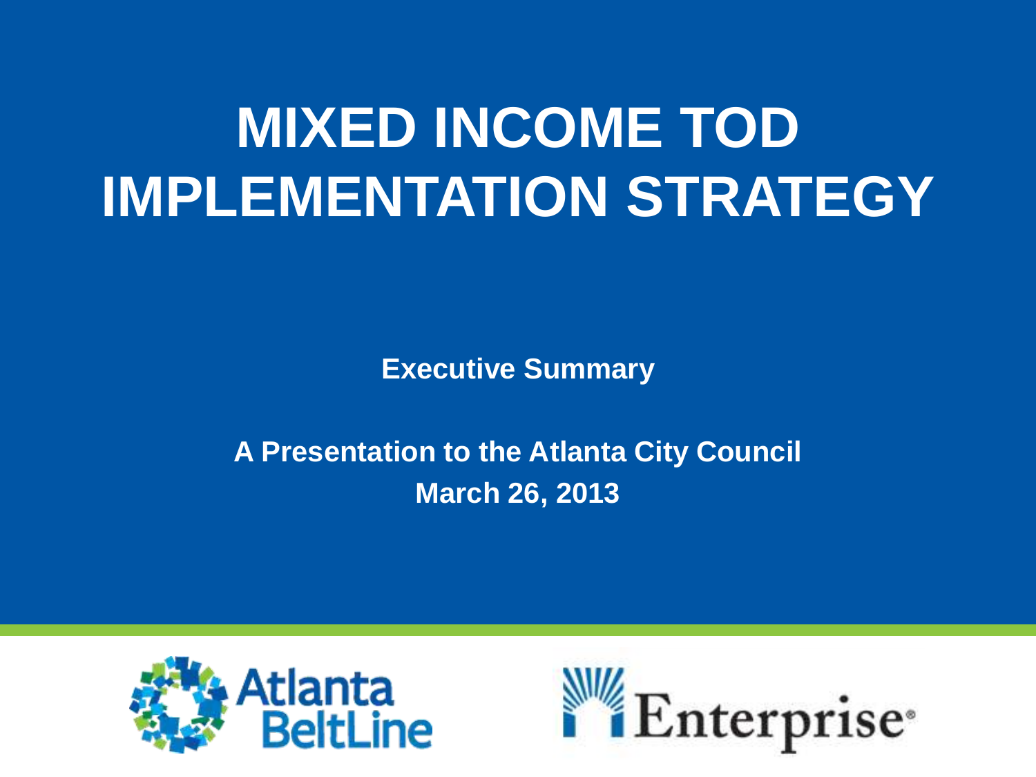# MIXED INCOME TOD IMPLEMENTATION STRATEGY

**Executive Summary**

**A Presentation to the Atlanta City Council**
**March 26, 2013**

Atlanta BeltLine

Enterprise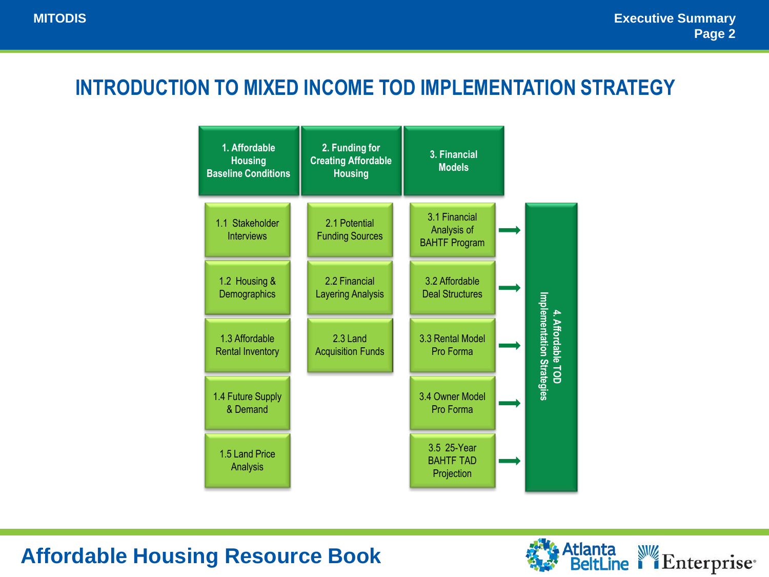# INTRODUCTION TO MIXED INCOME TOD IMPLEMENTATION STRATEGY

**1. Affordable Housing Baseline Conditions**
- 1.1 Stakeholder Interviews
- 1.2 Housing & Demographics
- 1.3 Affordable Rental Inventory
- 1.4 Future Supply & Demand
- 1.5 Land Price Analysis

**2. Funding for Creating Affordable Housing**
- 2.1 Potential Funding Sources
- 2.2 Financial Layering Analysis
- 2.3 Land Acquisition Funds

**3. Financial Models**
- 3.1 Financial Analysis of BAHTF Program →
- 3.2 Affordable Deal Structures →
- 3.3 Rental Model Pro Forma →
- 3.4 Owner Model Pro Forma →
- 3.5 25-Year BAHTF TAD Projection →

**4. Affordable TOD Implementation Strategies**

## Affordable Housing Resource Book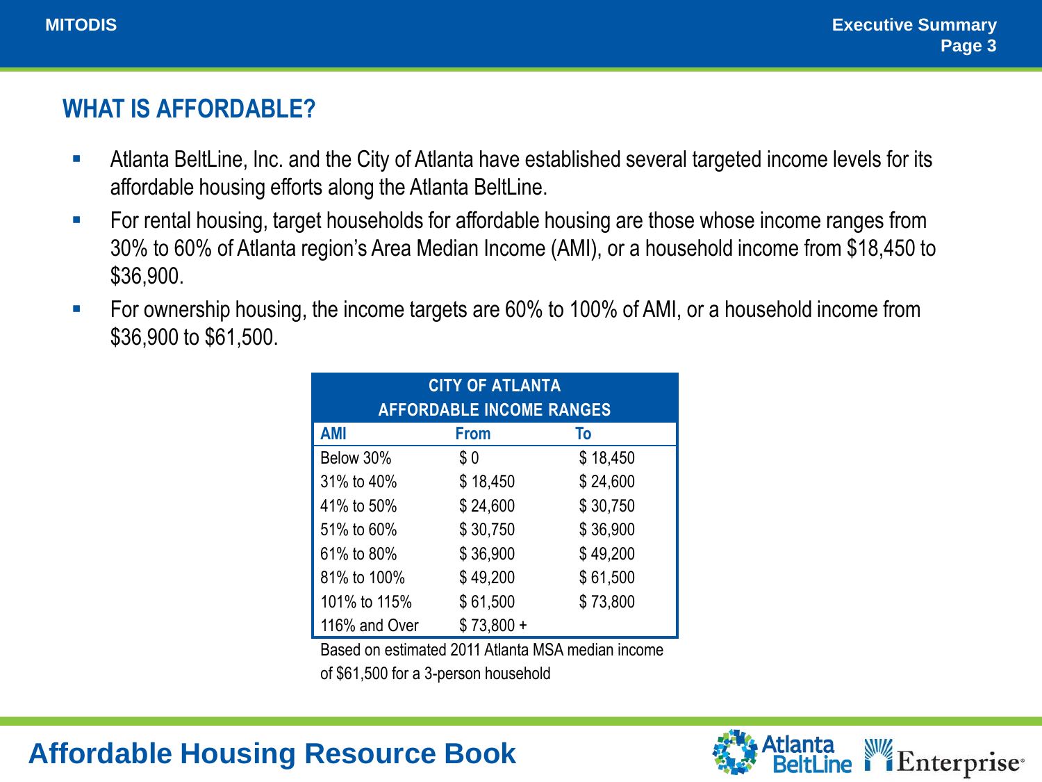## WHAT IS AFFORDABLE?

- Atlanta BeltLine, Inc. and the City of Atlanta have established several targeted income levels for its affordable housing efforts along the Atlanta BeltLine.
- For rental housing, target households for affordable housing are those whose income ranges from 30% to 60% of Atlanta region's Area Median Income (AMI), or a household income from $18,450 to $36,900.
- For ownership housing, the income targets are 60% to 100% of AMI, or a household income from $36,900 to $61,500.

| CITY OF ATLANTA AFFORDABLE INCOME RANGES | | |
|---|---|---|
| **AMI** | **From** | **To** |
| Below 30% | $ 0 | $ 18,450 |
| 31% to 40% | $ 18,450 | $ 24,600 |
| 41% to 50% | $ 24,600 | $ 30,750 |
| 51% to 60% | $ 30,750 | $ 36,900 |
| 61% to 80% | $ 36,900 | $ 49,200 |
| 81% to 100% | $ 49,200 | $ 61,500 |
| 101% to 115% | $ 61,500 | $ 73,800 |
| 116% and Over | $ 73,800 + | |

Based on estimated 2011 Atlanta MSA median income of $61,500 for a 3-person household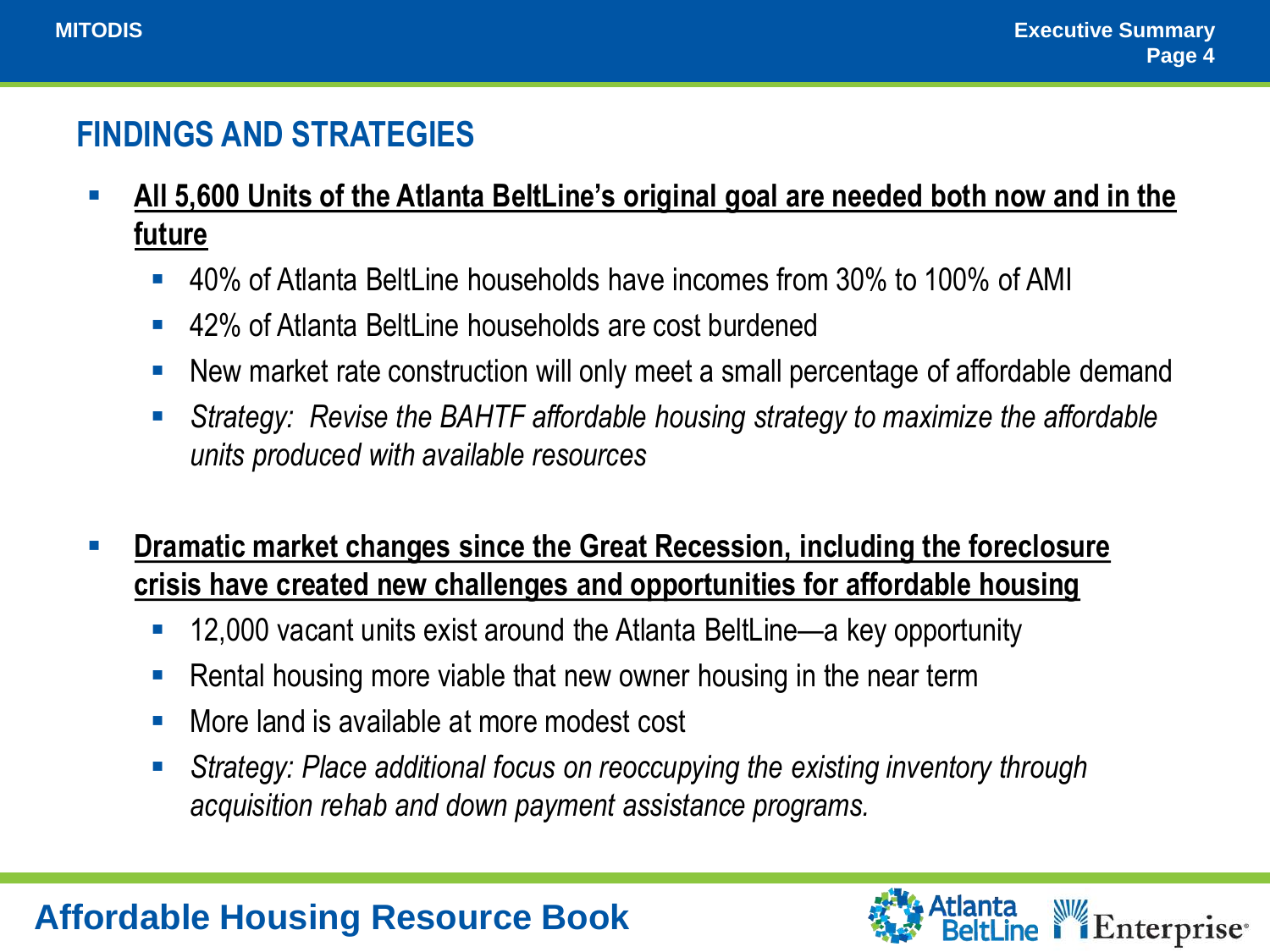## FINDINGS AND STRATEGIES

- **<u>All 5,600 Units of the Atlanta BeltLine's original goal are needed both now and in the future</u>**
  - 40% of Atlanta BeltLine households have incomes from 30% to 100% of AMI
  - 42% of Atlanta BeltLine households are cost burdened
  - New market rate construction will only meet a small percentage of affordable demand
  - *Strategy: Revise the BAHTF affordable housing strategy to maximize the affordable units produced with available resources*

- **<u>Dramatic market changes since the Great Recession, including the foreclosure crisis have created new challenges and opportunities for affordable housing</u>**
  - 12,000 vacant units exist around the Atlanta BeltLine—a key opportunity
  - Rental housing more viable that new owner housing in the near term
  - More land is available at more modest cost
  - *Strategy: Place additional focus on reoccupying the existing inventory through acquisition rehab and down payment assistance programs.*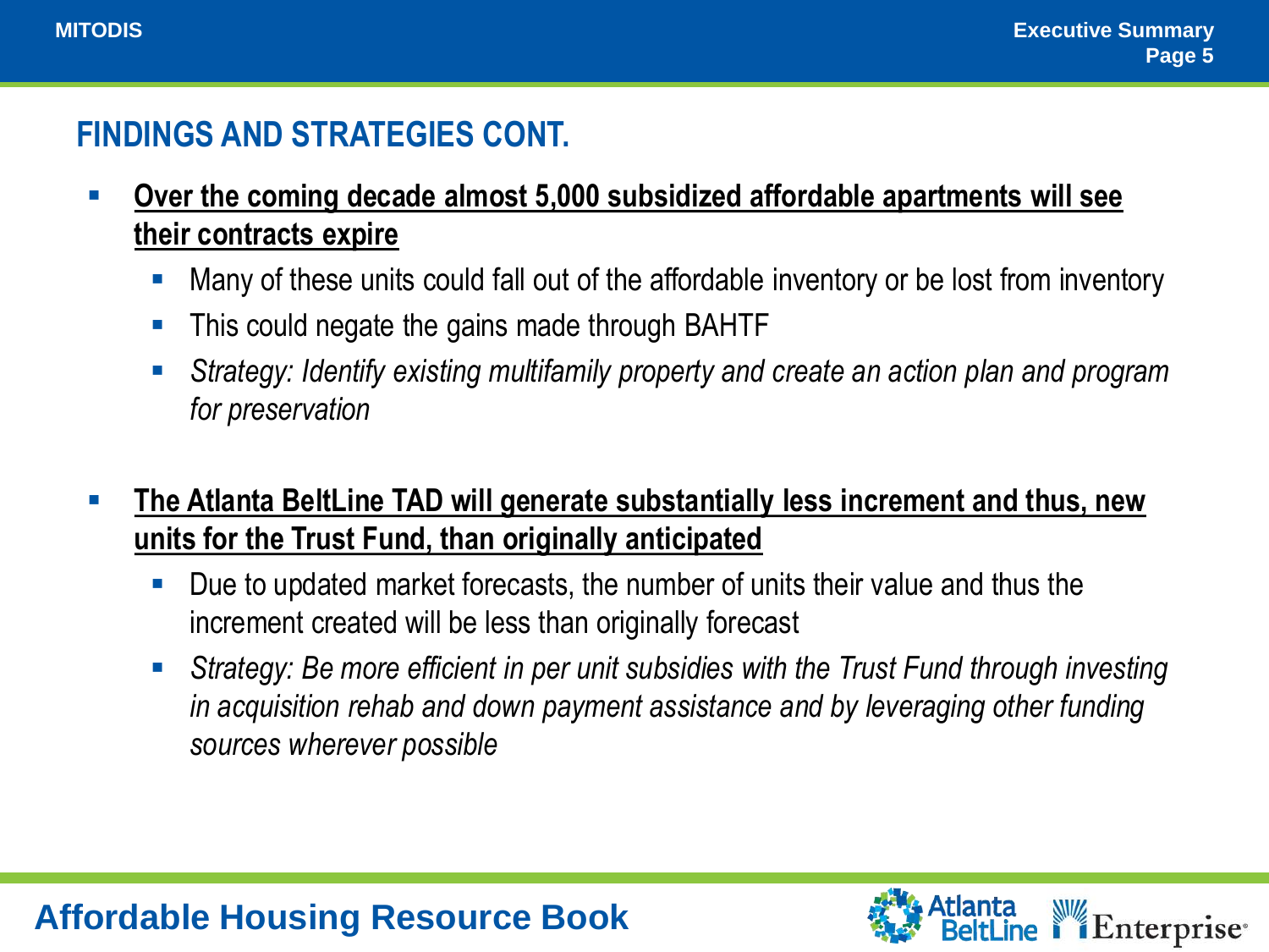## FINDINGS AND STRATEGIES CONT.

- **Over the coming decade almost 5,000 subsidized affordable apartments will see their contracts expire**
  - Many of these units could fall out of the affordable inventory or be lost from inventory
  - This could negate the gains made through BAHTF
  - *Strategy: Identify existing multifamily property and create an action plan and program for preservation*

- **The Atlanta BeltLine TAD will generate substantially less increment and thus, new units for the Trust Fund, than originally anticipated**
  - Due to updated market forecasts, the number of units their value and thus the increment created will be less than originally forecast
  - *Strategy: Be more efficient in per unit subsidies with the Trust Fund through investing in acquisition rehab and down payment assistance and by leveraging other funding sources wherever possible*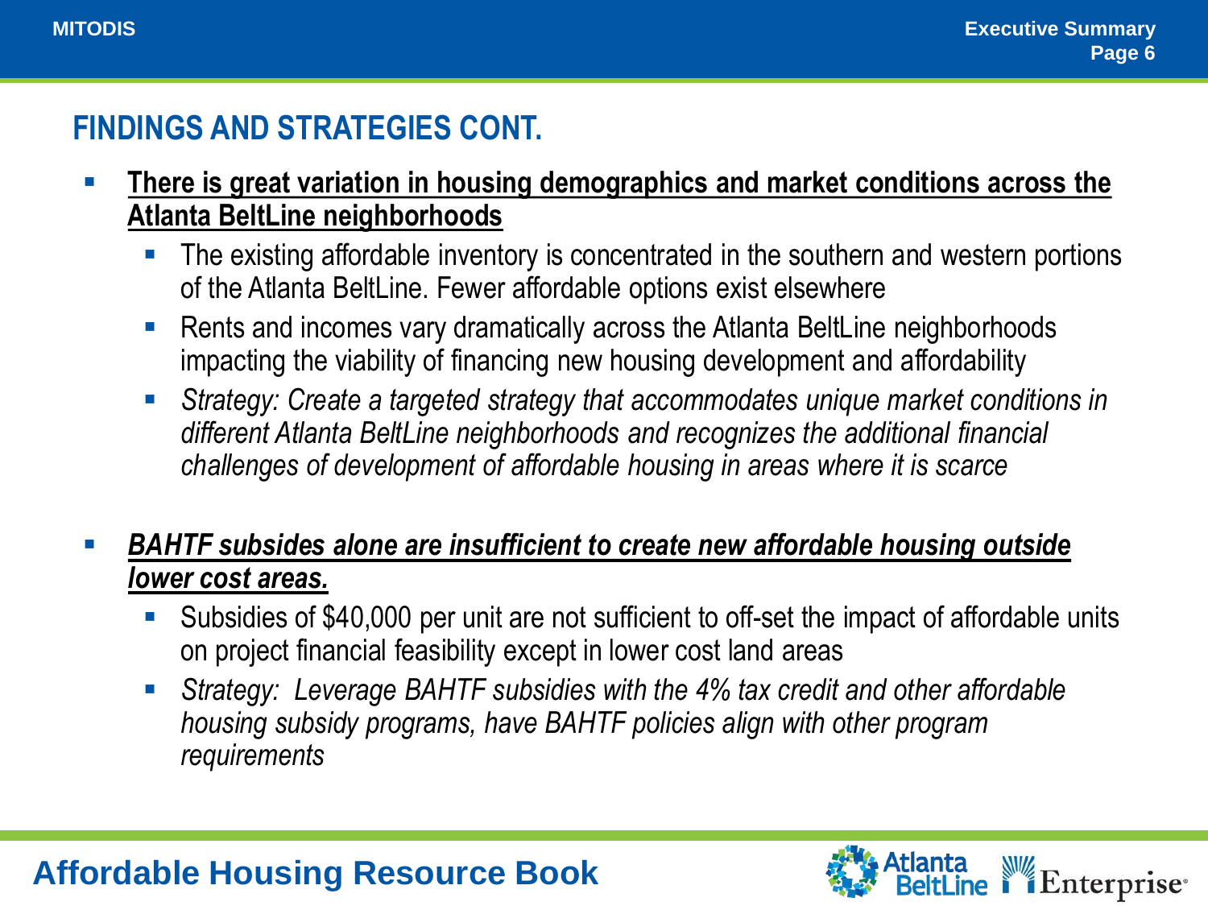## FINDINGS AND STRATEGIES CONT.

- **There is great variation in housing demographics and market conditions across the Atlanta BeltLine neighborhoods**
  - The existing affordable inventory is concentrated in the southern and western portions of the Atlanta BeltLine. Fewer affordable options exist elsewhere
  - Rents and incomes vary dramatically across the Atlanta BeltLine neighborhoods impacting the viability of financing new housing development and affordability
  - *Strategy: Create a targeted strategy that accommodates unique market conditions in different Atlanta BeltLine neighborhoods and recognizes the additional financial challenges of development of affordable housing in areas where it is scarce*

- ***BAHTF subsides alone are insufficient to create new affordable housing outside lower cost areas.***
  - Subsidies of $40,000 per unit are not sufficient to off-set the impact of affordable units on project financial feasibility except in lower cost land areas
  - *Strategy: Leverage BAHTF subsidies with the 4% tax credit and other affordable housing subsidy programs, have BAHTF policies align with other program requirements*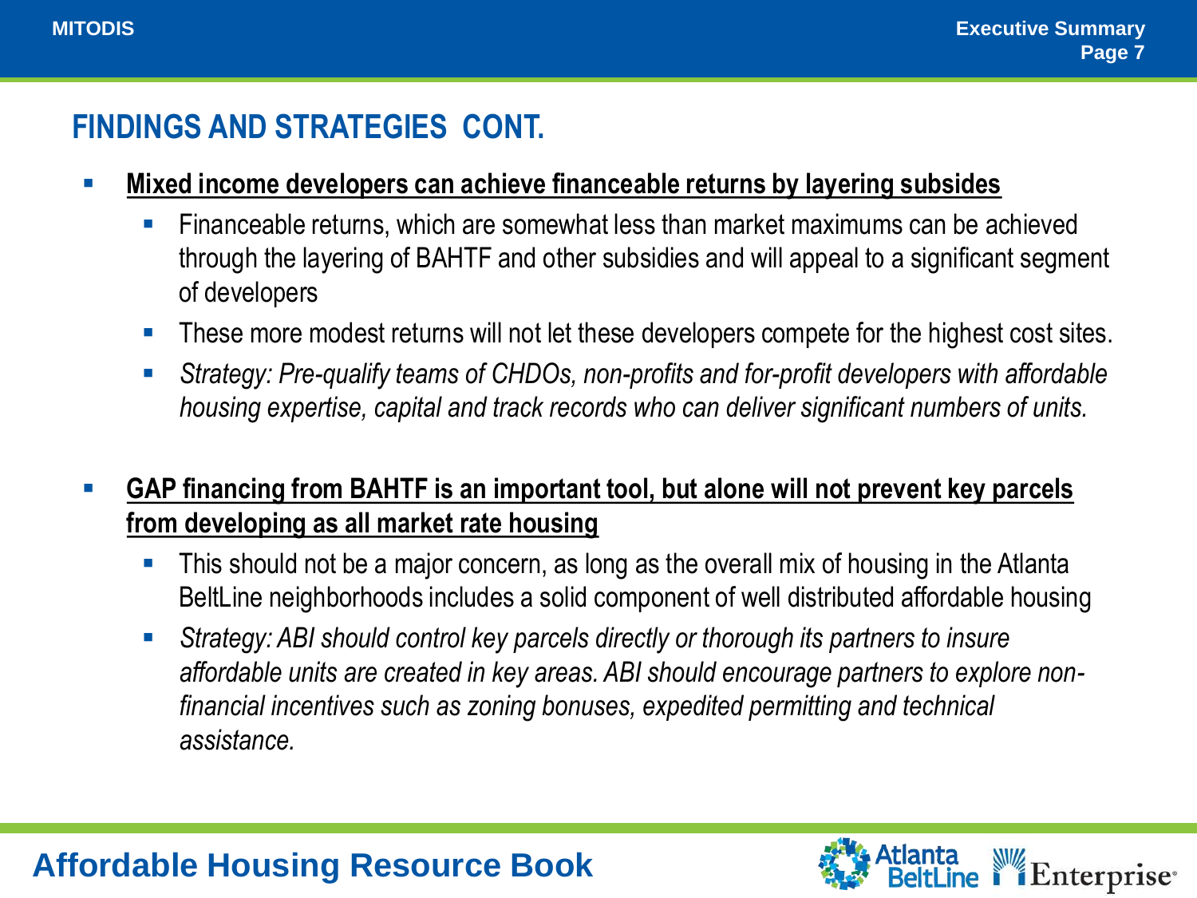## FINDINGS AND STRATEGIES CONT.

- **Mixed income developers can achieve financeable returns by layering subsides**
  - Financeable returns, which are somewhat less than market maximums can be achieved through the layering of BAHTF and other subsidies and will appeal to a significant segment of developers
  - These more modest returns will not let these developers compete for the highest cost sites.
  - *Strategy: Pre-qualify teams of CHDOs, non-profits and for-profit developers with affordable housing expertise, capital and track records who can deliver significant numbers of units.*

- **GAP financing from BAHTF is an important tool, but alone will not prevent key parcels from developing as all market rate housing**
  - This should not be a major concern, as long as the overall mix of housing in the Atlanta BeltLine neighborhoods includes a solid component of well distributed affordable housing
  - *Strategy: ABI should control key parcels directly or thorough its partners to insure affordable units are created in key areas. ABI should encourage partners to explore non-financial incentives such as zoning bonuses, expedited permitting and technical assistance.*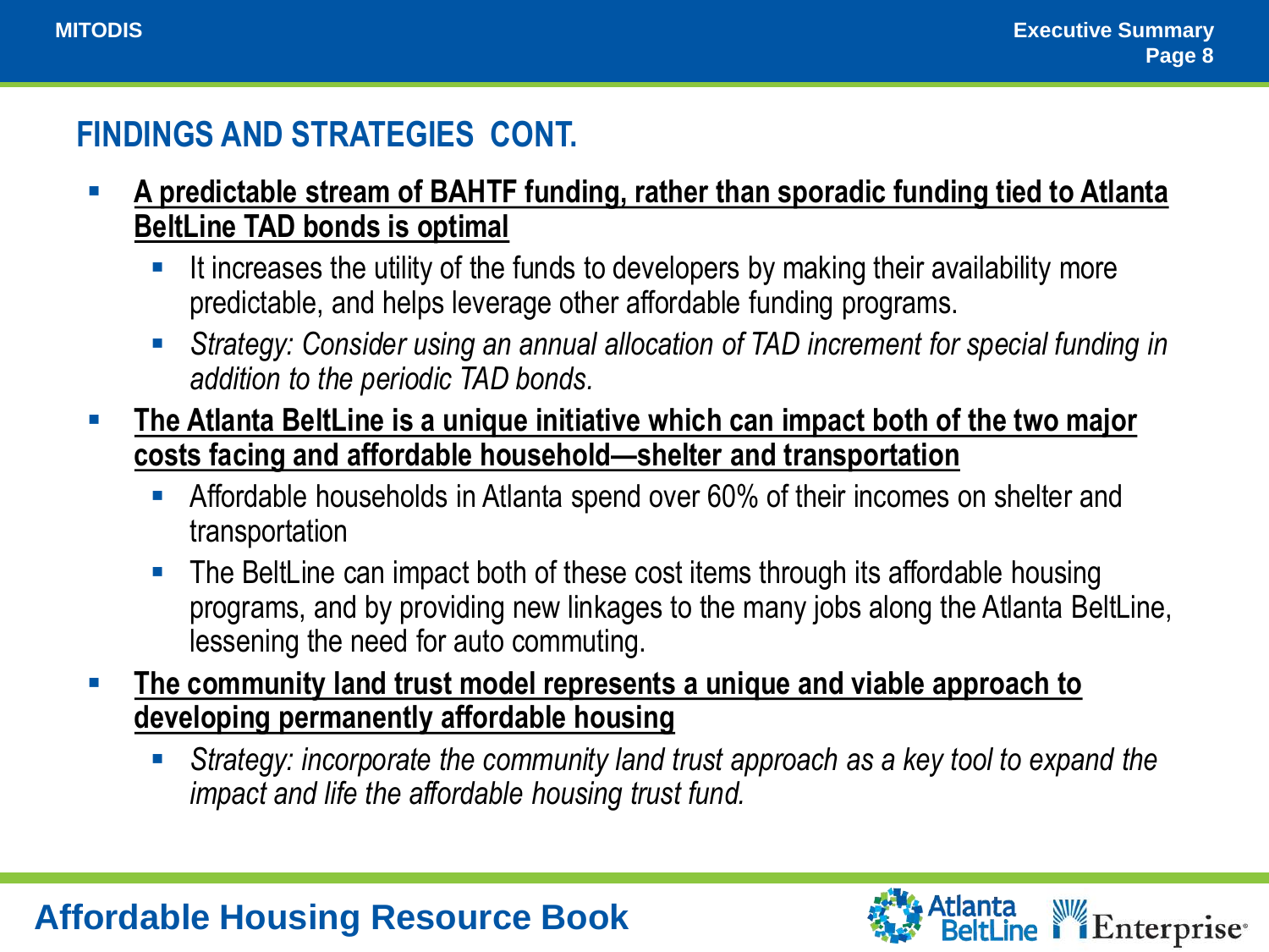## FINDINGS AND STRATEGIES CONT.

- **<u>A predictable stream of BAHTF funding, rather than sporadic funding tied to Atlanta BeltLine TAD bonds is optimal</u>**
  - It increases the utility of the funds to developers by making their availability more predictable, and helps leverage other affordable funding programs.
  - *Strategy: Consider using an annual allocation of TAD increment for special funding in addition to the periodic TAD bonds.*
- **<u>The Atlanta BeltLine is a unique initiative which can impact both of the two major costs facing and affordable household—shelter and transportation</u>**
  - Affordable households in Atlanta spend over 60% of their incomes on shelter and transportation
  - The BeltLine can impact both of these cost items through its affordable housing programs, and by providing new linkages to the many jobs along the Atlanta BeltLine, lessening the need for auto commuting.
- **<u>The community land trust model represents a unique and viable approach to developing permanently affordable housing</u>**
  - *Strategy: incorporate the community land trust approach as a key tool to expand the impact and life the affordable housing trust fund.*